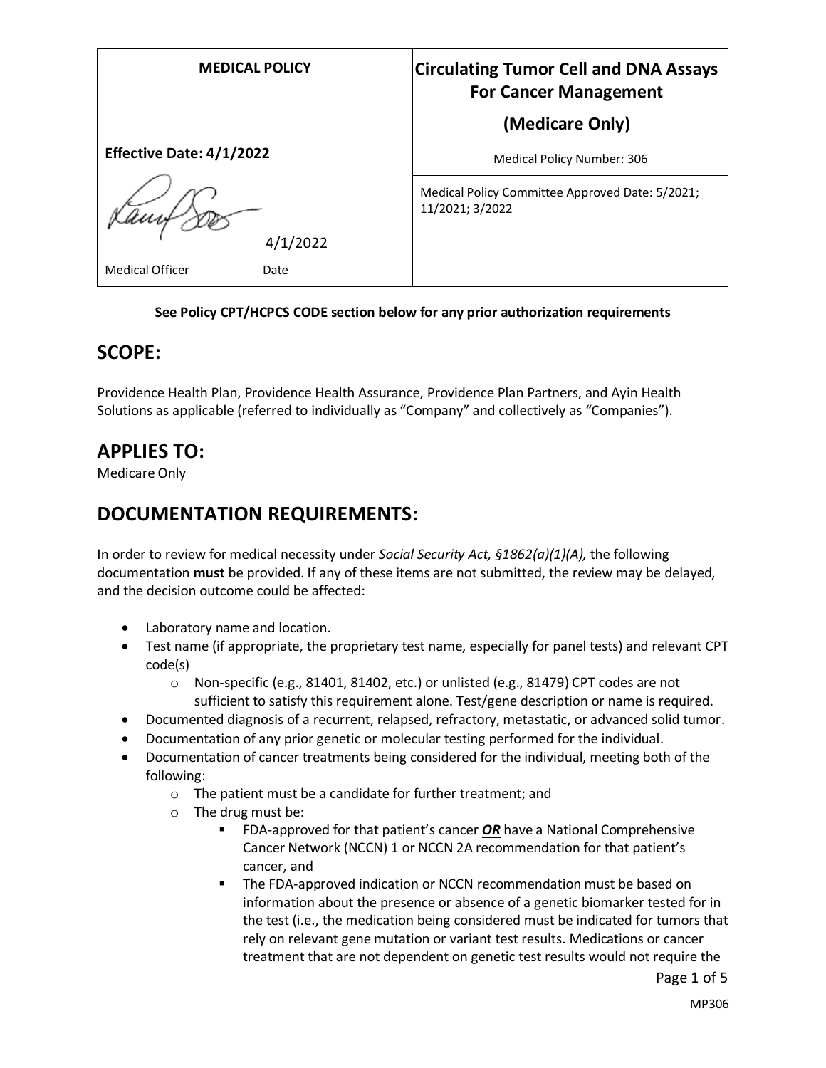| MEDICAL POLICY | Circulating Tumor Cell and DNA Assays For Cancer Management (Medicare Only) |
| --- | --- |
| **Effective Date: 4/1/2022** | Medical Policy Number: 306 |
| 4/1/2022<br>Medical Officer Date | Medical Policy Committee Approved Date: 5/2021; 11/2021; 3/2022 |

**See Policy CPT/HCPCS CODE section below for any prior authorization requirements**

## SCOPE:

Providence Health Plan, Providence Health Assurance, Providence Plan Partners, and Ayin Health Solutions as applicable (referred to individually as "Company" and collectively as "Companies").

## APPLIES TO:

Medicare Only

## DOCUMENTATION REQUIREMENTS:

In order to review for medical necessity under *Social Security Act, §1862(a)(1)(A),* the following documentation **must** be provided. If any of these items are not submitted, the review may be delayed, and the decision outcome could be affected:

- Laboratory name and location.
- Test name (if appropriate, the proprietary test name, especially for panel tests) and relevant CPT code(s)
    - Non-specific (e.g., 81401, 81402, etc.) or unlisted (e.g., 81479) CPT codes are not sufficient to satisfy this requirement alone. Test/gene description or name is required.
- Documented diagnosis of a recurrent, relapsed, refractory, metastatic, or advanced solid tumor.
- Documentation of any prior genetic or molecular testing performed for the individual.
- Documentation of cancer treatments being considered for the individual, meeting both of the following:
    - The patient must be a candidate for further treatment; and
    - The drug must be:
        - FDA-approved for that patient's cancer ***OR*** have a National Comprehensive Cancer Network (NCCN) 1 or NCCN 2A recommendation for that patient's cancer, and
        - The FDA-approved indication or NCCN recommendation must be based on information about the presence or absence of a genetic biomarker tested for in the test (i.e., the medication being considered must be indicated for tumors that rely on relevant gene mutation or variant test results. Medications or cancer treatment that are not dependent on genetic test results would not require the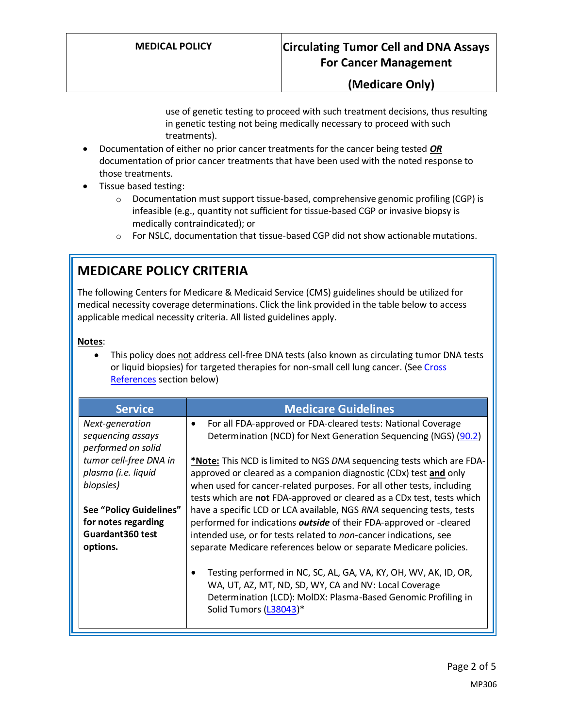use of genetic testing to proceed with such treatment decisions, thus resulting in genetic testing not being medically necessary to proceed with such treatments).

- Documentation of either no prior cancer treatments for the cancer being tested ***OR*** documentation of prior cancer treatments that have been used with the noted response to those treatments.
- Tissue based testing:
  - Documentation must support tissue-based, comprehensive genomic profiling (CGP) is infeasible (e.g., quantity not sufficient for tissue-based CGP or invasive biopsy is medically contraindicated); or
  - For NSLC, documentation that tissue-based CGP did not show actionable mutations.

## MEDICARE POLICY CRITERIA

The following Centers for Medicare & Medicaid Service (CMS) guidelines should be utilized for medical necessity coverage determinations. Click the link provided in the table below to access applicable medical necessity criteria. All listed guidelines apply.

**Notes**:

- This policy does not address cell-free DNA tests (also known as circulating tumor DNA tests or liquid biopsies) for targeted therapies for non-small cell lung cancer. (See Cross References section below)

| Service | Medicare Guidelines |
|---|---|
| *Next-generation sequencing assays performed on solid tumor cell-free DNA in plasma (i.e. liquid biopsies)*<br><br>**See "Policy Guidelines" for notes regarding Guardant360 test options.** | • For all FDA-approved or FDA-cleared tests: National Coverage Determination (NCD) for Next Generation Sequencing (NGS) (90.2)<br><br>**\*Note:** This NCD is limited to NGS *DNA* sequencing tests which are FDA-approved or cleared as a companion diagnostic (CDx) test **and** only when used for cancer-related purposes. For all other tests, including tests which are **not** FDA-approved or cleared as a CDx test, tests which have a specific LCD or LCA available, NGS *RNA* sequencing tests, tests performed for indications ***outside*** of their FDA-approved or -cleared intended use, or for tests related to *non*-cancer indications, see separate Medicare references below or separate Medicare policies.<br><br>• Testing performed in NC, SC, AL, GA, VA, KY, OH, WV, AK, ID, OR, WA, UT, AZ, MT, ND, SD, WY, CA and NV: Local Coverage Determination (LCD): MolDX: Plasma-Based Genomic Profiling in Solid Tumors (L38043)* |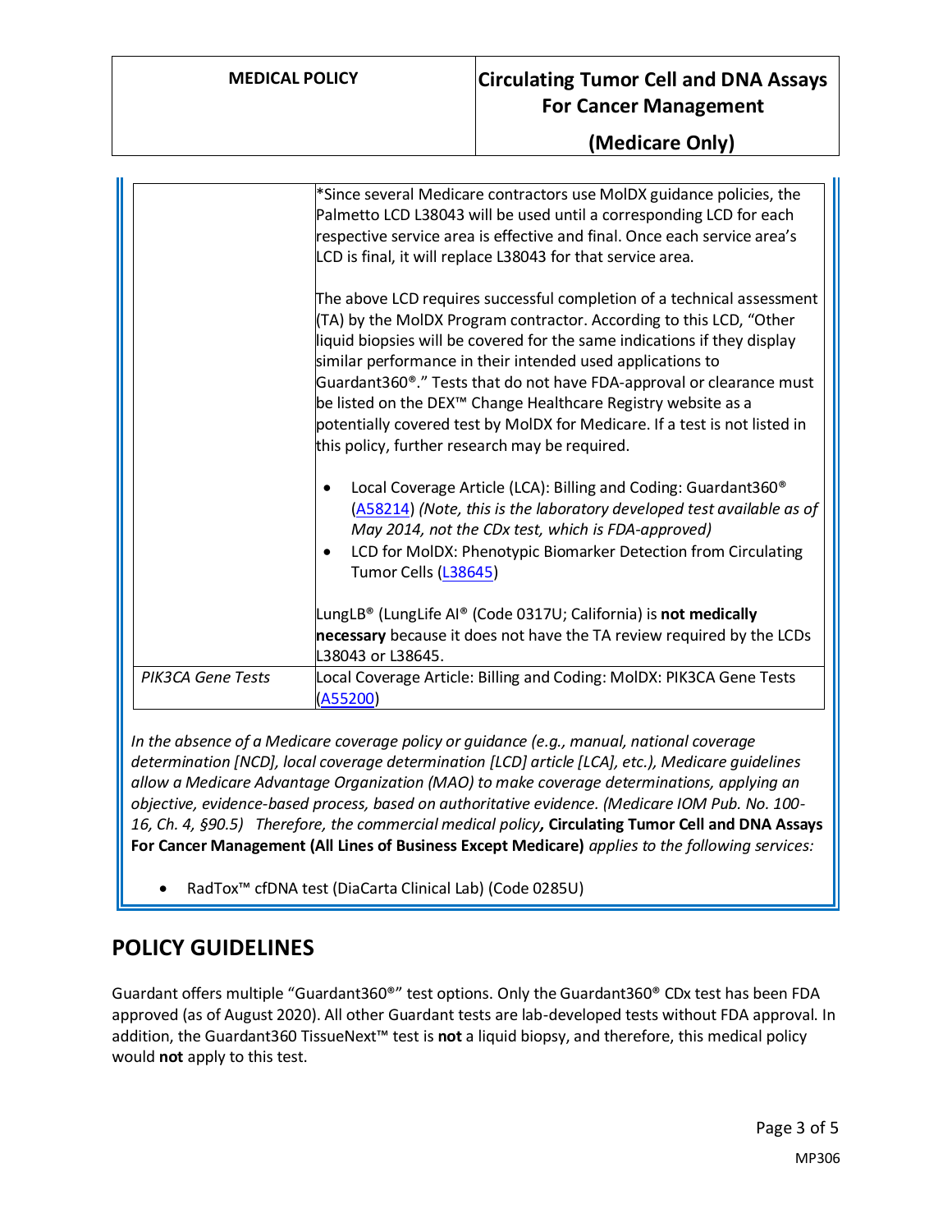| | |
|---|---|
| | *Since several Medicare contractors use MolDX guidance policies, the Palmetto LCD L38043 will be used until a corresponding LCD for each respective service area is effective and final. Once each service area's LCD is final, it will replace L38043 for that service area.<br><br>The above LCD requires successful completion of a technical assessment (TA) by the MolDX Program contractor. According to this LCD, "Other liquid biopsies will be covered for the same indications if they display similar performance in their intended used applications to Guardant360®." Tests that do not have FDA-approval or clearance must be listed on the DEX™ Change Healthcare Registry website as a potentially covered test by MolDX for Medicare. If a test is not listed in this policy, further research may be required.<br><br>• Local Coverage Article (LCA): Billing and Coding: Guardant360® (A58214) *(Note, this is the laboratory developed test available as of May 2014, not the CDx test, which is FDA-approved)*<br>• LCD for MolDX: Phenotypic Biomarker Detection from Circulating Tumor Cells (L38645)<br><br>LungLB® (LungLife AI® (Code 0317U; California) is **not medically necessary** because it does not have the TA review required by the LCDs L38043 or L38645. |
| *PIK3CA Gene Tests* | Local Coverage Article: Billing and Coding: MolDX: PIK3CA Gene Tests (A55200) |

*In the absence of a Medicare coverage policy or guidance (e.g., manual, national coverage determination [NCD], local coverage determination [LCD] article [LCA], etc.), Medicare guidelines allow a Medicare Advantage Organization (MAO) to make coverage determinations, applying an objective, evidence-based process, based on authoritative evidence. (Medicare IOM Pub. No. 100-16, Ch. 4, §90.5) Therefore, the commercial medical policy*, **Circulating Tumor Cell and DNA Assays For Cancer Management (All Lines of Business Except Medicare)** *applies to the following services:*

- RadTox™ cfDNA test (DiaCarta Clinical Lab) (Code 0285U)

## POLICY GUIDELINES

Guardant offers multiple "Guardant360®" test options. Only the Guardant360® CDx test has been FDA approved (as of August 2020). All other Guardant tests are lab-developed tests without FDA approval. In addition, the Guardant360 TissueNext™ test is **not** a liquid biopsy, and therefore, this medical policy would **not** apply to this test.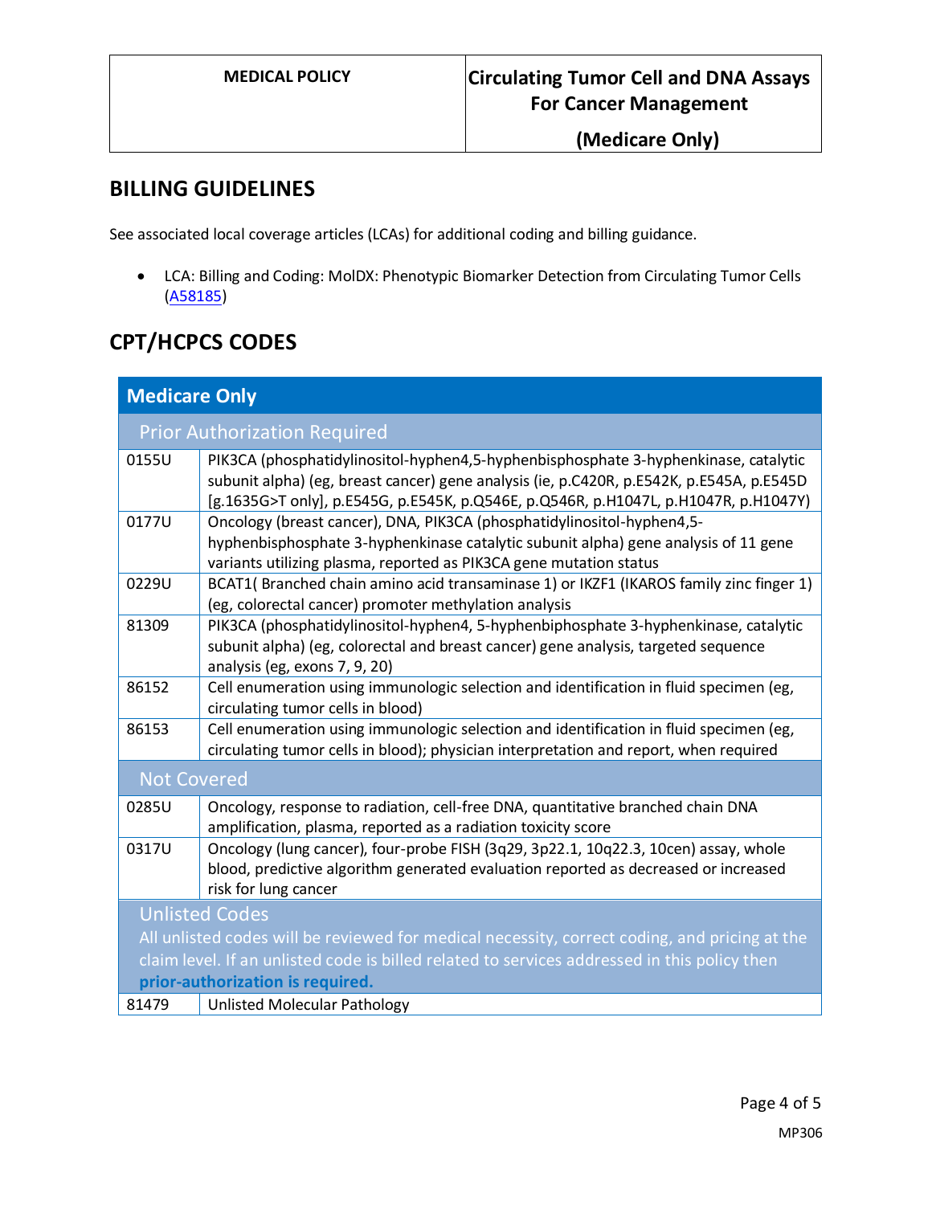## BILLING GUIDELINES

See associated local coverage articles (LCAs) for additional coding and billing guidance.

- LCA: Billing and Coding: MolDX: Phenotypic Biomarker Detection from Circulating Tumor Cells (A58185)

## CPT/HCPCS CODES

| Medicare Only | |
|---|---|
| **Prior Authorization Required** | |
| 0155U | PIK3CA (phosphatidylinositol-hyphen4,5-hyphenbisphosphate 3-hyphenkinase, catalytic subunit alpha) (eg, breast cancer) gene analysis (ie, p.C420R, p.E542K, p.E545A, p.E545D [g.1635G>T only], p.E545G, p.E545K, p.Q546E, p.Q546R, p.H1047L, p.H1047R, p.H1047Y) |
| 0177U | Oncology (breast cancer), DNA, PIK3CA (phosphatidylinositol-hyphen4,5-hyphenbisphosphate 3-hyphenkinase catalytic subunit alpha) gene analysis of 11 gene variants utilizing plasma, reported as PIK3CA gene mutation status |
| 0229U | BCAT1( Branched chain amino acid transaminase 1) or IKZF1 (IKAROS family zinc finger 1) (eg, colorectal cancer) promoter methylation analysis |
| 81309 | PIK3CA (phosphatidylinositol-hyphen4, 5-hyphenbiphosphate 3-hyphenkinase, catalytic subunit alpha) (eg, colorectal and breast cancer) gene analysis, targeted sequence analysis (eg, exons 7, 9, 20) |
| 86152 | Cell enumeration using immunologic selection and identification in fluid specimen (eg, circulating tumor cells in blood) |
| 86153 | Cell enumeration using immunologic selection and identification in fluid specimen (eg, circulating tumor cells in blood); physician interpretation and report, when required |
| **Not Covered** | |
| 0285U | Oncology, response to radiation, cell-free DNA, quantitative branched chain DNA amplification, plasma, reported as a radiation toxicity score |
| 0317U | Oncology (lung cancer), four-probe FISH (3q29, 3p22.1, 10q22.3, 10cen) assay, whole blood, predictive algorithm generated evaluation reported as decreased or increased risk for lung cancer |
| **Unlisted Codes**<br>All unlisted codes will be reviewed for medical necessity, correct coding, and pricing at the claim level. If an unlisted code is billed related to services addressed in this policy then **prior-authorization is required.** | |
| 81479 | Unlisted Molecular Pathology |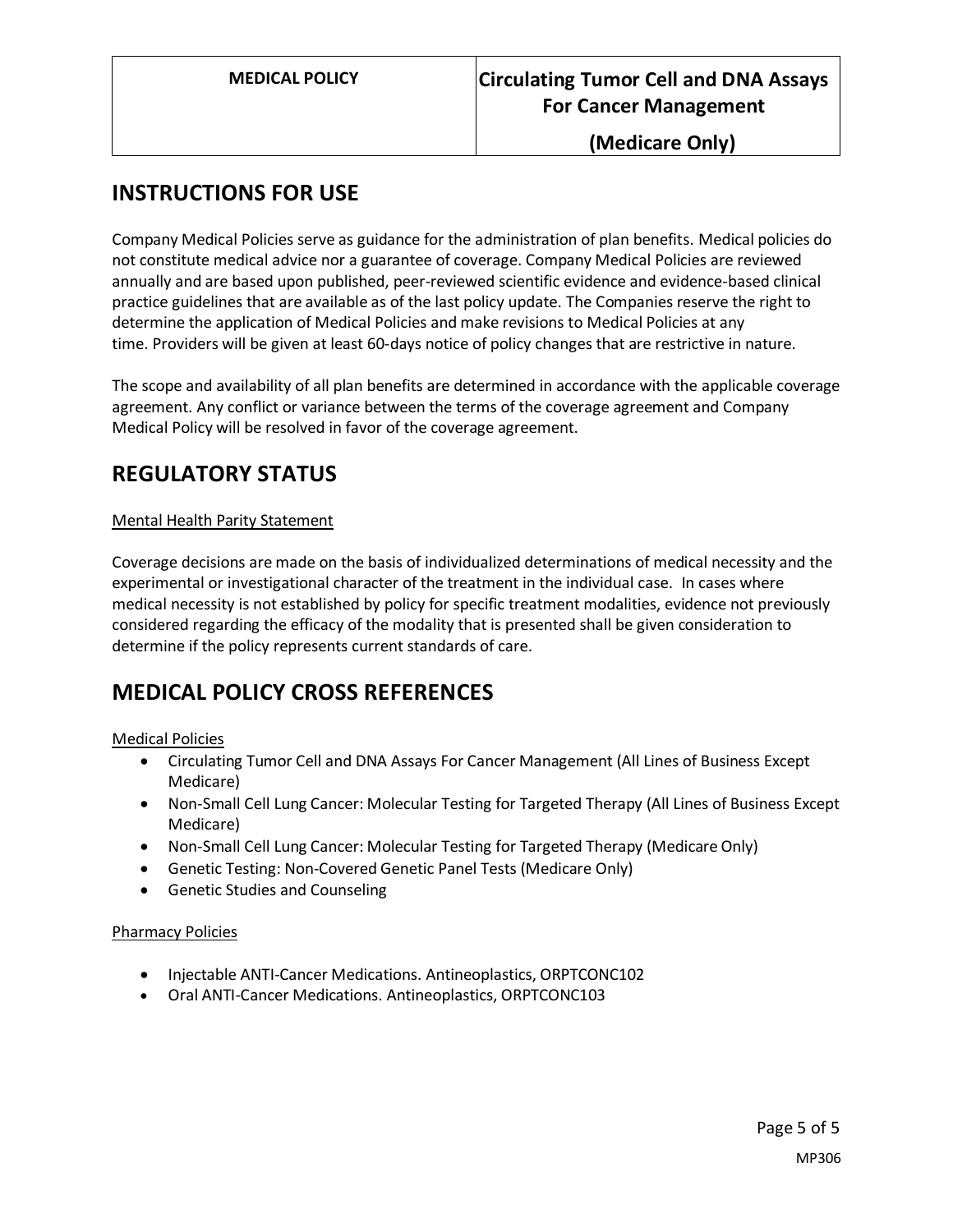## INSTRUCTIONS FOR USE

Company Medical Policies serve as guidance for the administration of plan benefits. Medical policies do not constitute medical advice nor a guarantee of coverage. Company Medical Policies are reviewed annually and are based upon published, peer-reviewed scientific evidence and evidence-based clinical practice guidelines that are available as of the last policy update. The Companies reserve the right to determine the application of Medical Policies and make revisions to Medical Policies at any time. Providers will be given at least 60-days notice of policy changes that are restrictive in nature.

The scope and availability of all plan benefits are determined in accordance with the applicable coverage agreement. Any conflict or variance between the terms of the coverage agreement and Company Medical Policy will be resolved in favor of the coverage agreement.

## REGULATORY STATUS

Mental Health Parity Statement

Coverage decisions are made on the basis of individualized determinations of medical necessity and the experimental or investigational character of the treatment in the individual case. In cases where medical necessity is not established by policy for specific treatment modalities, evidence not previously considered regarding the efficacy of the modality that is presented shall be given consideration to determine if the policy represents current standards of care.

## MEDICAL POLICY CROSS REFERENCES

Medical Policies

- Circulating Tumor Cell and DNA Assays For Cancer Management (All Lines of Business Except Medicare)
- Non-Small Cell Lung Cancer: Molecular Testing for Targeted Therapy (All Lines of Business Except Medicare)
- Non-Small Cell Lung Cancer: Molecular Testing for Targeted Therapy (Medicare Only)
- Genetic Testing: Non-Covered Genetic Panel Tests (Medicare Only)
- Genetic Studies and Counseling

Pharmacy Policies

- Injectable ANTI-Cancer Medications. Antineoplastics, ORPTCONC102
- Oral ANTI-Cancer Medications. Antineoplastics, ORPTCONC103